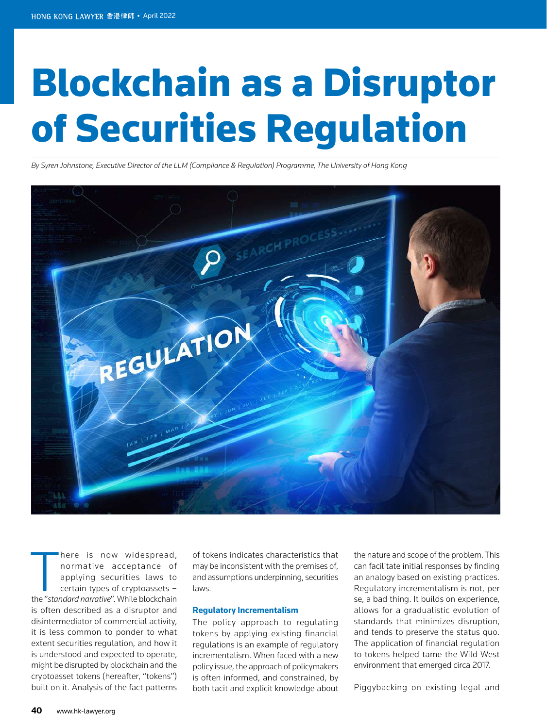# Blockchain as a Disruptor of Securities Regulation

*By Syren Johnstone, Executive Director of the LLM (Compliance & Regulation) Programme, The University of Hong Kong*

There is now widespread, normative acceptance of applying securities laws to certain types of cryptoassets – the "*standard narrative*". While blockchain is often described as a disruptor and disintermediator of commercial activity, it is less common to ponder to what extent securities regulation, and how it is understood and expected to operate, might be disrupted by blockchain and the cryptoasset tokens (hereafter, "tokens") built on it. Analysis of the fact patterns of tokens indicates characteristics that may be inconsistent with the premises of, and assumptions underpinning, securities laws.

## Regulatory Incrementalism

The policy approach to regulating tokens by applying existing financial regulations is an example of regulatory incrementalism. When faced with a new policy issue, the approach of policymakers is often informed, and constrained, by both tacit and explicit knowledge about the nature and scope of the problem. This can facilitate initial responses by finding an analogy based on existing practices. Regulatory incrementalism is not, per se, a bad thing. It builds on experience, allows for a gradualistic evolution of standards that minimizes disruption, and tends to preserve the status quo. The application of financial regulation to tokens helped tame the Wild West environment that emerged circa 2017.

Piggybacking on existing legal and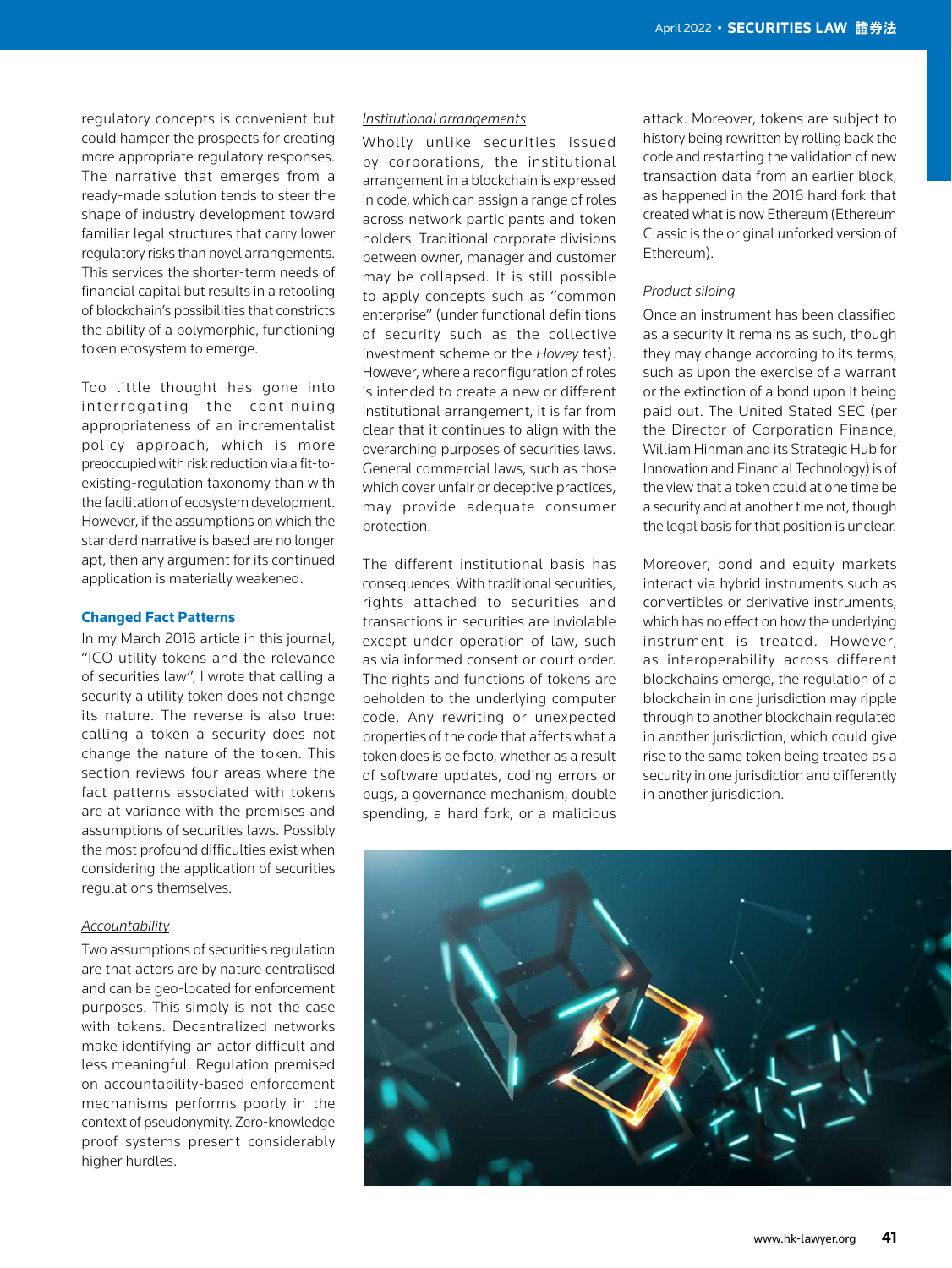regulatory concepts is convenient but could hamper the prospects for creating more appropriate regulatory responses. The narrative that emerges from a ready-made solution tends to steer the shape of industry development toward familiar legal structures that carry lower regulatory risks than novel arrangements. This services the shorter-term needs of financial capital but results in a retooling of blockchain's possibilities that constricts the ability of a polymorphic, functioning token ecosystem to emerge.

Too little thought has gone into interrogating the continuing appropriateness of an incrementalist policy approach, which is more preoccupied with risk reduction via a fit-to-existing-regulation taxonomy than with the facilitation of ecosystem development. However, if the assumptions on which the standard narrative is based are no longer apt, then any argument for its continued application is materially weakened.

### Changed Fact Patterns

In my March 2018 article in this journal, "ICO utility tokens and the relevance of securities law", I wrote that calling a security a utility token does not change its nature. The reverse is also true: calling a token a security does not change the nature of the token. This section reviews four areas where the fact patterns associated with tokens are at variance with the premises and assumptions of securities laws. Possibly the most profound difficulties exist when considering the application of securities regulations themselves.

#### Accountability

Two assumptions of securities regulation are that actors are by nature centralised and can be geo-located for enforcement purposes. This simply is not the case with tokens. Decentralized networks make identifying an actor difficult and less meaningful. Regulation premised on accountability-based enforcement mechanisms performs poorly in the context of pseudonymity. Zero-knowledge proof systems present considerably higher hurdles.

#### Institutional arrangements

Wholly unlike securities issued by corporations, the institutional arrangement in a blockchain is expressed in code, which can assign a range of roles across network participants and token holders. Traditional corporate divisions between owner, manager and customer may be collapsed. It is still possible to apply concepts such as "common enterprise" (under functional definitions of security such as the collective investment scheme or the *Howey* test). However, where a reconfiguration of roles is intended to create a new or different institutional arrangement, it is far from clear that it continues to align with the overarching purposes of securities laws. General commercial laws, such as those which cover unfair or deceptive practices, may provide adequate consumer protection.

The different institutional basis has consequences. With traditional securities, rights attached to securities and transactions in securities are inviolable except under operation of law, such as via informed consent or court order. The rights and functions of tokens are beholden to the underlying computer code. Any rewriting or unexpected properties of the code that affects what a token does is de facto, whether as a result of software updates, coding errors or bugs, a governance mechanism, double spending, a hard fork, or a malicious attack. Moreover, tokens are subject to history being rewritten by rolling back the code and restarting the validation of new transaction data from an earlier block, as happened in the 2016 hard fork that created what is now Ethereum (Ethereum Classic is the original unforked version of Ethereum).

#### Product siloing

Once an instrument has been classified as a security it remains as such, though they may change according to its terms, such as upon the exercise of a warrant or the extinction of a bond upon it being paid out. The United Stated SEC (per the Director of Corporation Finance, William Hinman and its Strategic Hub for Innovation and Financial Technology) is of the view that a token could at one time be a security and at another time not, though the legal basis for that position is unclear.

Moreover, bond and equity markets interact via hybrid instruments such as convertibles or derivative instruments, which has no effect on how the underlying instrument is treated. However, as interoperability across different blockchains emerge, the regulation of a blockchain in one jurisdiction may ripple through to another blockchain regulated in another jurisdiction, which could give rise to the same token being treated as a security in one jurisdiction and differently in another jurisdiction.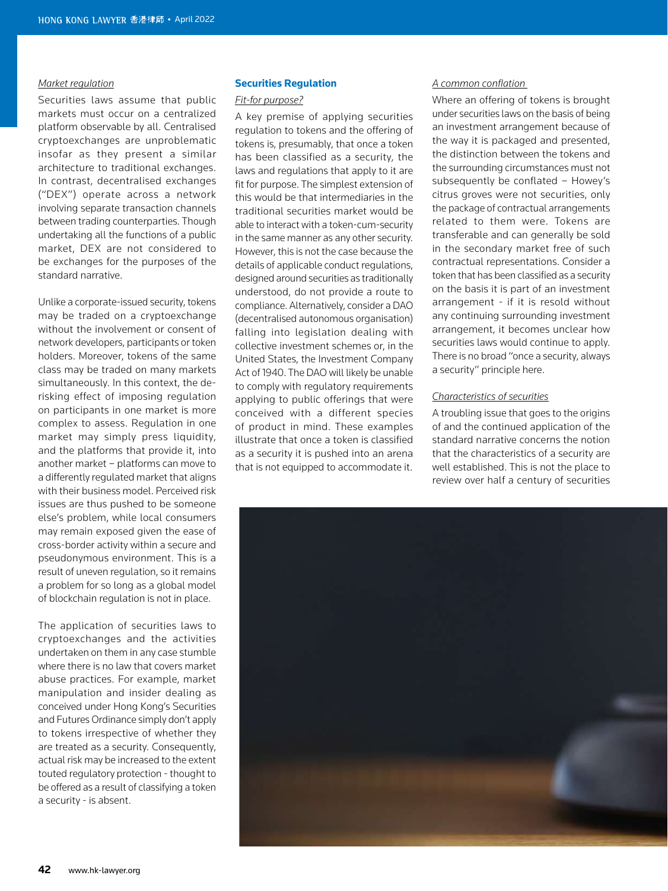*Market regulation*

Securities laws assume that public markets must occur on a centralized platform observable by all. Centralised cryptoexchanges are unproblematic insofar as they present a similar architecture to traditional exchanges. In contrast, decentralised exchanges ("DEX") operate across a network involving separate transaction channels between trading counterparties. Though undertaking all the functions of a public market, DEX are not considered to be exchanges for the purposes of the standard narrative.

Unlike a corporate-issued security, tokens may be traded on a cryptoexchange without the involvement or consent of network developers, participants or token holders. Moreover, tokens of the same class may be traded on many markets simultaneously. In this context, the de-risking effect of imposing regulation on participants in one market is more complex to assess. Regulation in one market may simply press liquidity, and the platforms that provide it, into another market – platforms can move to a differently regulated market that aligns with their business model. Perceived risk issues are thus pushed to be someone else's problem, while local consumers may remain exposed given the ease of cross-border activity within a secure and pseudonymous environment. This is a result of uneven regulation, so it remains a problem for so long as a global model of blockchain regulation is not in place.

The application of securities laws to cryptoexchanges and the activities undertaken on them in any case stumble where there is no law that covers market abuse practices. For example, market manipulation and insider dealing as conceived under Hong Kong's Securities and Futures Ordinance simply don't apply to tokens irrespective of whether they are treated as a security. Consequently, actual risk may be increased to the extent touted regulatory protection - thought to be offered as a result of classifying a token a security - is absent.

## Securities Regulation

*Fit-for purpose?*

A key premise of applying securities regulation to tokens and the offering of tokens is, presumably, that once a token has been classified as a security, the laws and regulations that apply to it are fit for purpose. The simplest extension of this would be that intermediaries in the traditional securities market would be able to interact with a token-cum-security in the same manner as any other security. However, this is not the case because the details of applicable conduct regulations, designed around securities as traditionally understood, do not provide a route to compliance. Alternatively, consider a DAO (decentralised autonomous organisation) falling into legislation dealing with collective investment schemes or, in the United States, the Investment Company Act of 1940. The DAO will likely be unable to comply with regulatory requirements applying to public offerings that were conceived with a different species of product in mind. These examples illustrate that once a token is classified as a security it is pushed into an arena that is not equipped to accommodate it.

*A common conflation*

Where an offering of tokens is brought under securities laws on the basis of being an investment arrangement because of the way it is packaged and presented, the distinction between the tokens and the surrounding circumstances must not subsequently be conflated – Howey's citrus groves were not securities, only the package of contractual arrangements related to them were. Tokens are transferable and can generally be sold in the secondary market free of such contractual representations. Consider a token that has been classified as a security on the basis it is part of an investment arrangement - if it is resold without any continuing surrounding investment arrangement, it becomes unclear how securities laws would continue to apply. There is no broad "once a security, always a security" principle here.

*Characteristics of securities*

A troubling issue that goes to the origins of and the continued application of the standard narrative concerns the notion that the characteristics of a security are well established. This is not the place to review over half a century of securities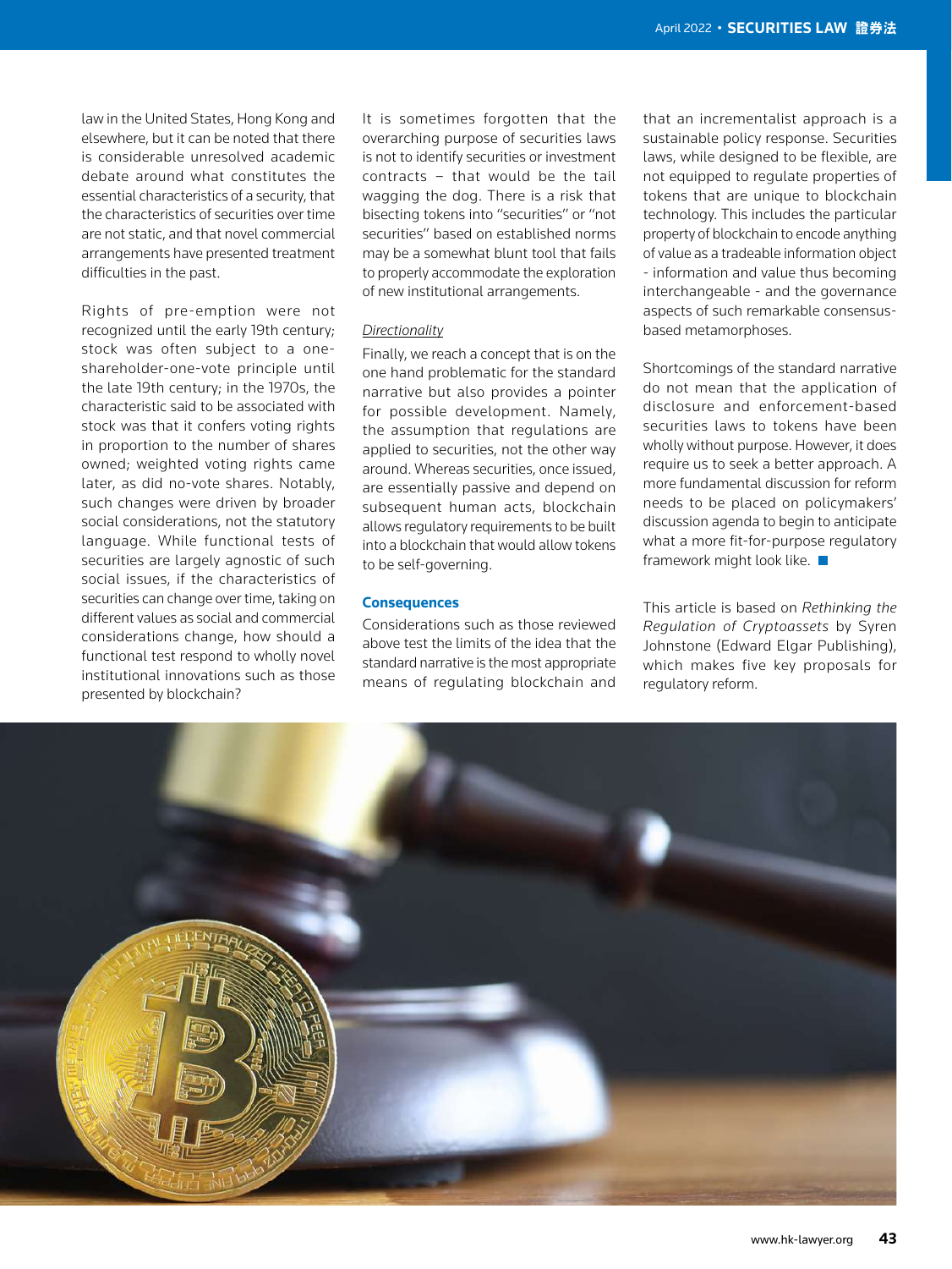law in the United States, Hong Kong and elsewhere, but it can be noted that there is considerable unresolved academic debate around what constitutes the essential characteristics of a security, that the characteristics of securities over time are not static, and that novel commercial arrangements have presented treatment difficulties in the past.

Rights of pre-emption were not recognized until the early 19th century; stock was often subject to a one-shareholder-one-vote principle until the late 19th century; in the 1970s, the characteristic said to be associated with stock was that it confers voting rights in proportion to the number of shares owned; weighted voting rights came later, as did no-vote shares. Notably, such changes were driven by broader social considerations, not the statutory language. While functional tests of securities are largely agnostic of such social issues, if the characteristics of securities can change over time, taking on different values as social and commercial considerations change, how should a functional test respond to wholly novel institutional innovations such as those presented by blockchain?

It is sometimes forgotten that the overarching purpose of securities laws is not to identify securities or investment contracts – that would be the tail wagging the dog. There is a risk that bisecting tokens into "securities" or "not securities" based on established norms may be a somewhat blunt tool that fails to properly accommodate the exploration of new institutional arrangements.

*Directionality*

Finally, we reach a concept that is on the one hand problematic for the standard narrative but also provides a pointer for possible development. Namely, the assumption that regulations are applied to securities, not the other way around. Whereas securities, once issued, are essentially passive and depend on subsequent human acts, blockchain allows regulatory requirements to be built into a blockchain that would allow tokens to be self-governing.

## Consequences

Considerations such as those reviewed above test the limits of the idea that the standard narrative is the most appropriate means of regulating blockchain and that an incrementalist approach is a sustainable policy response. Securities laws, while designed to be flexible, are not equipped to regulate properties of tokens that are unique to blockchain technology. This includes the particular property of blockchain to encode anything of value as a tradeable information object - information and value thus becoming interchangeable - and the governance aspects of such remarkable consensus-based metamorphoses.

Shortcomings of the standard narrative do not mean that the application of disclosure and enforcement-based securities laws to tokens have been wholly without purpose. However, it does require us to seek a better approach. A more fundamental discussion for reform needs to be placed on policymakers' discussion agenda to begin to anticipate what a more fit-for-purpose regulatory framework might look like. ■

This article is based on *Rethinking the Regulation of Cryptoassets* by Syren Johnstone (Edward Elgar Publishing), which makes five key proposals for regulatory reform.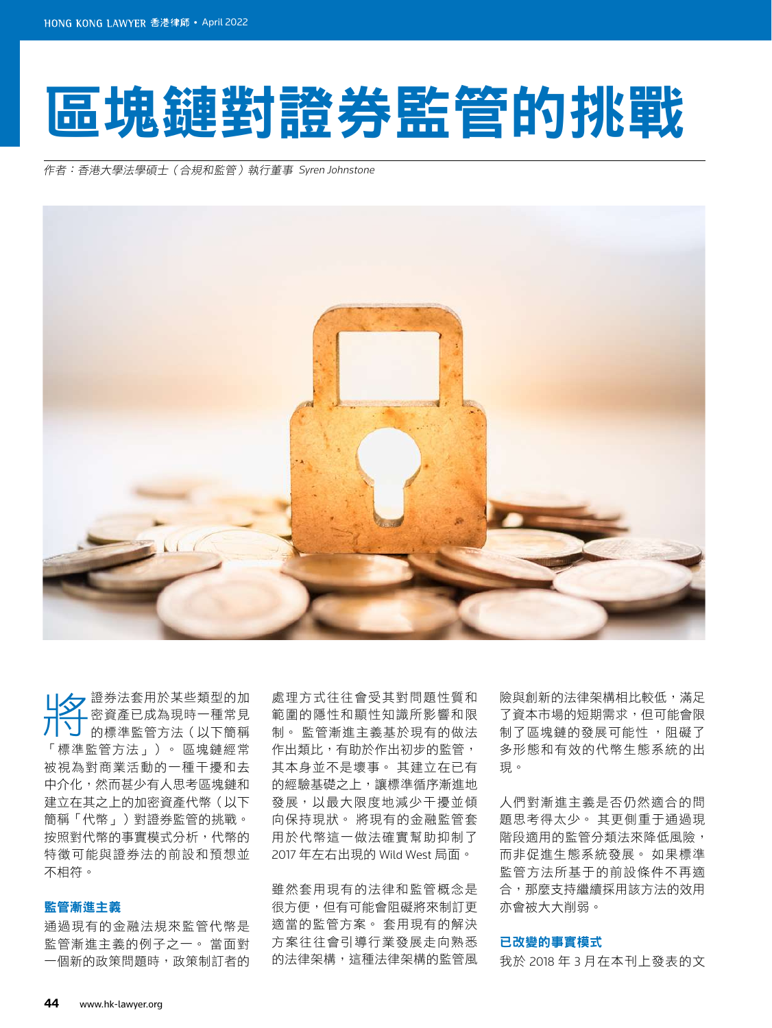# 區塊鏈對證券監管的挑戰

*作者：香港大學法學碩士（合規和監管）執行董事 Syren Johnstone*

將證券法套用於某些類型的加密資產已成為現時一種常見的標準監管方法（以下簡稱「標準監管方法」）。區塊鏈經常被視為對商業活動的一種干擾和去中介化，然而甚少有人思考區塊鏈和建立在其之上的加密資產代幣（以下簡稱「代幣」）對證券監管的挑戰。按照對代幣的事實模式分析，代幣的特徵可能與證券法的前設和預想並不相符。

### 監管漸進主義

通過現有的金融法規來監管代幣是監管漸進主義的例子之一。當面對一個新的政策問題時，政策制訂者的處理方式往往會受其對問題性質和範圍的隱性和顯性知識所影響和限制。監管漸進主義基於現有的做法作出類比，有助於作出初步的監管，其本身並不是壞事。其建立在已有的經驗基礎之上，讓標準循序漸進地發展，以最大限度地減少干擾並傾向保持現狀。將現有的金融監管套用於代幣這一做法確實幫助抑制了 2017 年左右出現的 Wild West 局面。

雖然套用現有的法律和監管概念是很方便，但有可能會阻礙將來制訂更適當的監管方案。套用現有的解決方案往往會引導行業發展走向熟悉的法律架構，這種法律架構的監管風險與創新的法律架構相比較低，滿足了資本市場的短期需求，但可能會限制了區塊鏈的發展可能性，阻礙了多形態和有效的代幣生態系統的出現。

人們對漸進主義是否仍然適合的問題思考得太少。其更側重于通過現階段適用的監管分類法來降低風險，而非促進生態系統發展。如果標準監管方法所基于的前設條件不再適合，那麼支持繼續採用該方法的效用亦會被大大削弱。

### 已改變的事實模式

我於 2018 年 3 月在本刊上發表的文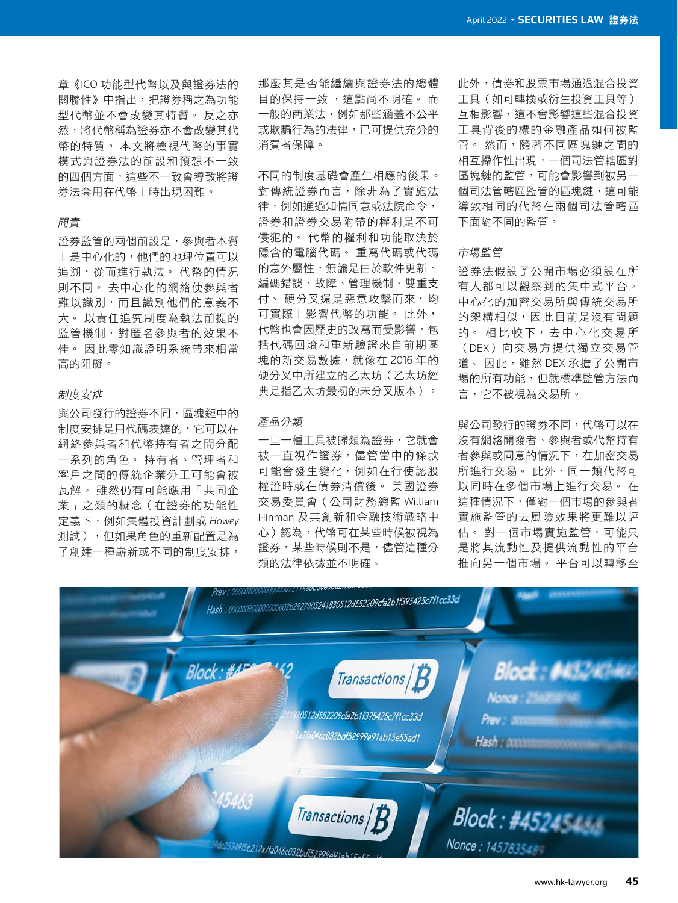章《ICO 功能型代幣以及與證券法的關聯性》中指出，把證券稱之為功能型代幣並不會改變其特質。反之亦然，將代幣稱為證券亦不會改變其代幣的特質。本文將檢視代幣的事實模式與證券法的前設和預想不一致的四個方面，這些不一致會導致將證券法套用在代幣上時出現困難。

### *問責*

證券監管的兩個前設是，參與者本質上是中心化的，他們的地理位置可以追溯，從而進行執法。代幣的情況則不同。去中心化的網絡使參與者難以識別，而且識別他們的意義不大。以責任追究制度為執法前提的監管機制，對匿名參與者的效果不佳。因此零知識證明系統帶來相當高的阻礙。

### *制度安排*

與公司發行的證券不同，區塊鏈中的制度安排是用代碼表達的，它可以在網絡參與者和代幣持有者之間分配一系列的角色。持有者、管理者和客戶之間的傳統企業分工可能會被瓦解。雖然仍有可能應用「共同企業」之類的概念（在證券的功能性定義下，例如集體投資計劃或 *Howey* 測試），但如果角色的重新配置是為了創建一種嶄新或不同的制度安排，那麼其是否能繼續與證券法的總體目的保持一致，這點尚不明確。而一般的商業法，例如那些涵蓋不公平或欺騙行為的法律，已可提供充分的消費者保障。

不同的制度基礎會產生相應的後果。對傳統證券而言，除非為了實施法律，例如通過知情同意或法院命令，證券和證券交易附帶的權利是不可侵犯的。代幣的權利和功能取決於隱含的電腦代碼。重寫代碼或代碼的意外屬性，無論是由於軟件更新、編碼錯誤、故障、管理機制、雙重支付、硬分叉還是惡意攻擊而來，均可實際上影響代幣的功能。此外，代幣也會因歷史的改寫而受影響，包括代碼回滾和重新驗證來自前期區塊的新交易數據，就像在 2016 年的硬分叉中所建立的乙太坊（乙太坊經典是指乙太坊最初的未分叉版本）。

### *產品分類*

一旦一種工具被歸類為證券，它就會被一直視作證券，儘管當中的條款可能會發生變化，例如在行使認股權證時或在債券清償後。美國證券交易委員會（公司財務總監 William Hinman 及其創新和金融技術戰略中心）認為，代幣可在某些時候被視為證券，某些時候則不是，儘管這種分類的法律依據並不明確。

此外，債券和股票市場通過混合投資工具（如可轉換或衍生投資工具等）互相影響，這不會影響這些混合投資工具背後的標的金融產品如何被監管。然而，隨著不同區塊鏈之間的相互操作性出現，一個司法管轄區對區塊鏈的監管，可能會影響到被另一個司法管轄區監管的區塊鏈，這可能導致相同的代幣在兩個司法管轄區下面對不同的監管。

### *市場監管*

證券法假設了公開市場必須設在所有人都可以觀察到的集中式平台。中心化的加密交易所與傳統交易所的架構相似，因此目前是沒有問題的。相比較下，去中心化交易所（DEX）向交易方提供獨立交易管道。因此，雖然 DEX 承擔了公開市場的所有功能，但就標準監管方法而言，它不被視為交易所。

與公司發行的證券不同，代幣可以在沒有網絡開發者、參與者或代幣持有者參與或同意的情況下，在加密交易所進行交易。此外，同一類代幣可以同時在多個市場上進行交易。在這種情況下，僅對一個市場的參與者實施監管的去風險效果將更難以評估。對一個市場實施監管，可能只是將其流動性及提供流動性的平台推向另一個市場。平台可以轉移至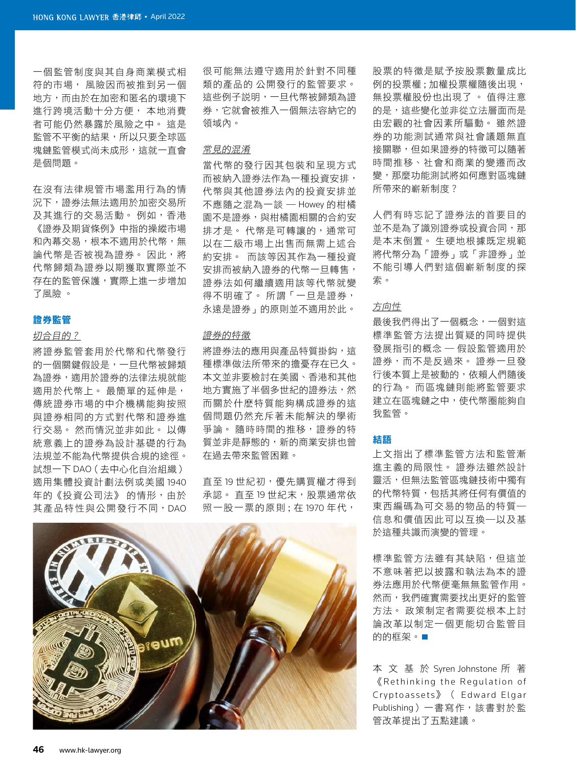一個監管制度與其自身商業模式相符的市場， 風險因而被推到另一個地方，而由於在加密和匿名的環境下進行跨境活動十分方便， 本地消費者可能仍然暴露於風險之中。 這是監管不平衡的結果，所以只要全球區塊鏈監管模式尚未成形，這就一直會是個問題。

在沒有法律規管市場濫用行為的情況下，證券法無法適用於加密交易所及其進行的交易活動。 例如，香港《證券及期貨條例》中指的操縱市場和內幕交易，根本不適用於代幣，無論代幣是否被視為證券。 因此，將代幣歸類為證券以期獲取實際上並不存在的監管保護，實際上進一步增加了風險 。

## 證券監管

*切合目的？*

將證券監管套用於代幣和代幣發行的一個關鍵假設是，一旦代幣被歸類為證券，適用於證券的法律法規就能適用於代幣上。 最簡單的延伸是，傳統證券市場的中介機構能夠按照與證券相同的方式對代幣和證券進行交易。 然而情況並非如此。 以傳統意義上的證券為設計基礎的行為法規並不能為代幣提供合規的途徑。試想一下 DAO（去中心化自治組織）適用集體投資計劃法例或美國 1940 年的《投資公司法》 的情形，由於其產品特性與公開發行不同，DAO 很可能無法遵守適用於針對不同種類的產品的 公開發行的監管要求。 這些例子說明，一旦代幣被歸類為證券，它就會被推入一個無法容納它的領域內。

*常見的混淆*

當代幣的發行因其包裝和呈現方式而被納入證券法作為一種投資安排，代幣與其他證券法內的投資安排並不應隨之混為一談 — Howey 的柑橘園不是證券，與柑橘園相關的合約安排才是。 代幣是可轉讓的，通常可以在二級市場上出售而無需上述合約安排。 而該等因其作為一種投資安排而被納入證券的代幣一旦轉售，證券法如何繼續適用該等代幣就變得不明確了。 所謂「一旦是證券，永遠是證券」的原則並不適用於此。

*證券的特徵*

將證券法的應用與產品特質掛鉤，這種標準做法所帶來的擔憂存在已久。本文並非要檢討在美國、香港和其他地方實施了半個多世紀的證券法，然而關於什麼特質能夠構成證券的這個問題仍然充斥著未能解決的學術爭論。 隨時時間的推移，證券的特質並非是靜態的，新的商業安排也曾在過去帶來監管困難。

直至 19 世紀初，優先購買權才得到承認。 直至 19 世紀末，股票通常依照一股一票的原則；在 1970 年代，股票的特徵是賦予按股票數量成比例的投票權；加權投票權隨後出現，無投票權股份也出現了 。 值得注意的是，這些變化並非從立法層面而是由宏觀的社會因素所驅動。 雖然證券的功能測試通常與社會議題無直接關聯，但如果證券的特徵可以隨著時間推移、社會和商業的變遷而改變，那麼功能測試將如何應對區塊鏈所帶來的嶄新制度？

人們有時忘記了證券法的首要目的並不是為了識別證券或投資合同，那是本末倒置。 生硬地根據既定規範將代幣分為「證券」或「非證券」並不能引導人們對這個嶄新制度的探索。

*方向性*

最後我們得出了一個概念，一個對這標準監管方法提出質疑的同時提供發展指引的概念 — 假設監管適用於證券，而不是反過來。 證券一旦發行後本質上是被動的，依賴人們隨後的行為。 而區塊鏈則能將監管要求建立在區塊鏈之中，使代幣圈能夠自我監管。

## 結語

上文指出了標準監管方法和監管漸進主義的局限性。 證券法雖然設計靈活，但無法監管區塊鏈技術中獨有的代幣特質，包括其將任何有價值的東西編碼為可交易的物品的特質—信息和價值因此可以互換—以及基於這種共識而演變的管理。

標準監管方法雖有其缺陷，但這並不意味著把以披露和執法為本的證券法應用於代幣便毫無無監管作用。然而，我們確實需要找出更好的監管方法。 政策制定者需要從根本上討論改革以制定一個更能切合監管目的的框架。■

本文基於 Syren Johnstone 所著《Rethinking the Regulation of Cryptoassets》（Edward Elgar Publishing）一書寫作，該書對於監管改革提出了五點建議。